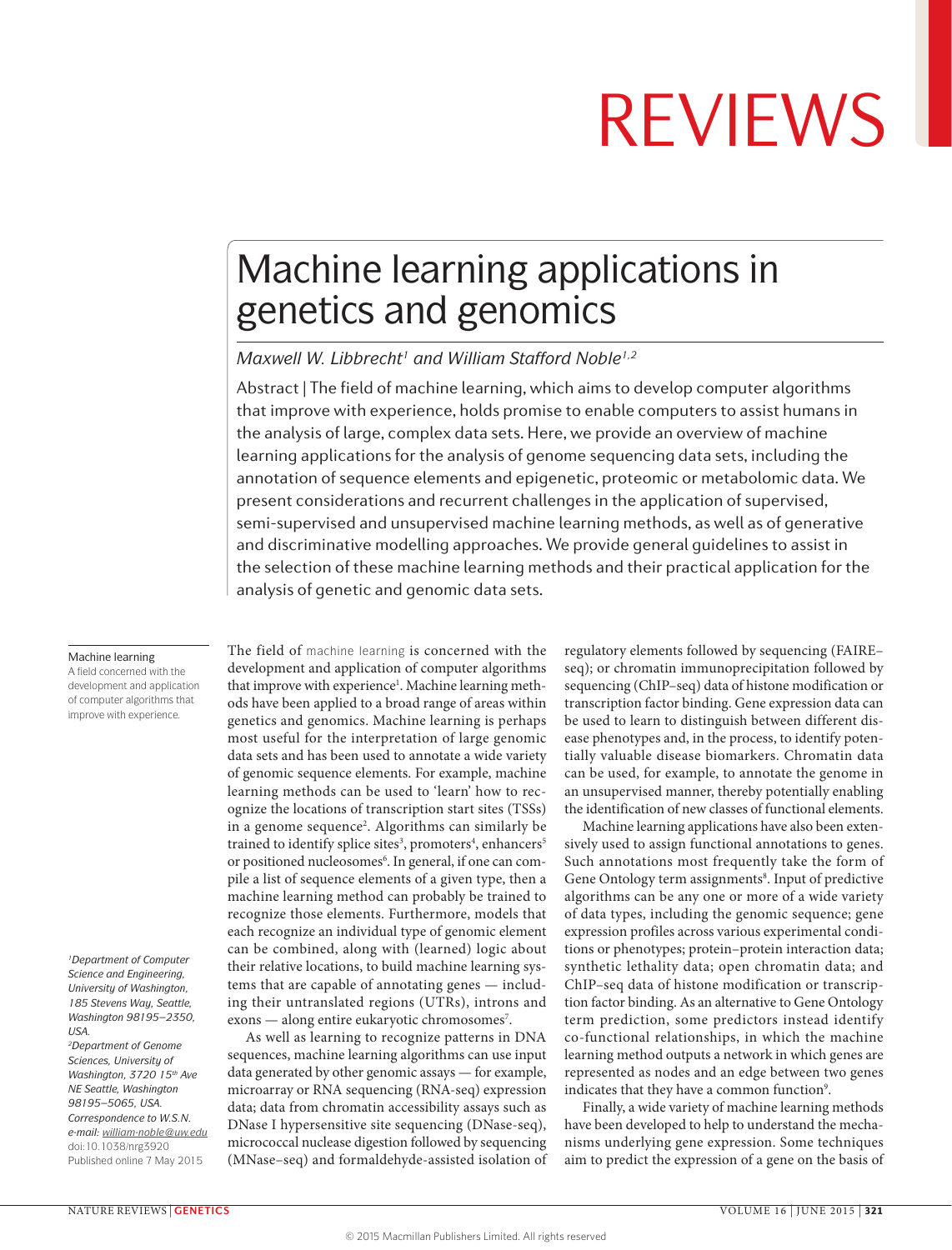# Machine learning applications in genetics and genomics

*Maxwell W. Libbrecht[1] and William Stafford Noble[1,2]*

Abstract | The field of machine learning, which aims to develop computer algorithms that improve with experience, holds promise to enable computers to assist humans in the analysis of large, complex data sets. Here, we provide an overview of machine learning applications for the analysis of genome sequencing data sets, including the annotation of sequence elements and epigenetic, proteomic or metabolomic data. We present considerations and recurrent challenges in the application of supervised, semi-supervised and unsupervised machine learning methods, as well as of generative and discriminative modelling approaches. We provide general guidelines to assist in the selection of these machine learning methods and their practical application for the analysis of genetic and genomic data sets.

**Machine learning**
A field concerned with the development and application of computer algorithms that improve with experience.

The field of machine learning is concerned with the development and application of computer algorithms that improve with experience[1]. Machine learning methods have been applied to a broad range of areas within genetics and genomics. Machine learning is perhaps most useful for the interpretation of large genomic data sets and has been used to annotate a wide variety of genomic sequence elements. For example, machine learning methods can be used to 'learn' how to recognize the locations of transcription start sites (TSSs) in a genome sequence[2]. Algorithms can similarly be trained to identify splice sites[3], promoters[4], enhancers[5] or positioned nucleosomes[6]. In general, if one can compile a list of sequence elements of a given type, then a machine learning method can probably be trained to recognize those elements. Furthermore, models that each recognize an individual type of genomic element can be combined, along with (learned) logic about their relative locations, to build machine learning systems that are capable of annotating genes — including their untranslated regions (UTRs), introns and exons — along entire eukaryotic chromosomes[7].

As well as learning to recognize patterns in DNA sequences, machine learning algorithms can use input data generated by other genomic assays — for example, microarray or RNA sequencing (RNA-seq) expression data; data from chromatin accessibility assays such as DNase I hypersensitive site sequencing (DNase-seq), micrococcal nuclease digestion followed by sequencing (MNase–seq) and formaldehyde-assisted isolation of regulatory elements followed by sequencing (FAIRE–seq); or chromatin immunoprecipitation followed by sequencing (ChIP–seq) data of histone modification or transcription factor binding. Gene expression data can be used to learn to distinguish between different disease phenotypes and, in the process, to identify potentially valuable disease biomarkers. Chromatin data can be used, for example, to annotate the genome in an unsupervised manner, thereby potentially enabling the identification of new classes of functional elements.

Machine learning applications have also been extensively used to assign functional annotations to genes. Such annotations most frequently take the form of Gene Ontology term assignments[8]. Input of predictive algorithms can be any one or more of a wide variety of data types, including the genomic sequence; gene expression profiles across various experimental conditions or phenotypes; protein–protein interaction data; synthetic lethality data; open chromatin data; and ChIP–seq data of histone modification or transcription factor binding. As an alternative to Gene Ontology term prediction, some predictors instead identify co-functional relationships, in which the machine learning method outputs a network in which genes are represented as nodes and an edge between two genes indicates that they have a common function[9].

Finally, a wide variety of machine learning methods have been developed to help to understand the mechanisms underlying gene expression. Some techniques aim to predict the expression of a gene on the basis of

[1]Department of Computer Science and Engineering, University of Washington, 185 Stevens Way, Seattle, Washington 98195–2350, USA.
[2]Department of Genome Sciences, University of Washington, 3720 15th Ave NE Seattle, Washington 98195–5065, USA.
Correspondence to W.S.N. e-mail: william-noble@uw.edu
doi:10.1038/nrg3920
Published online 7 May 2015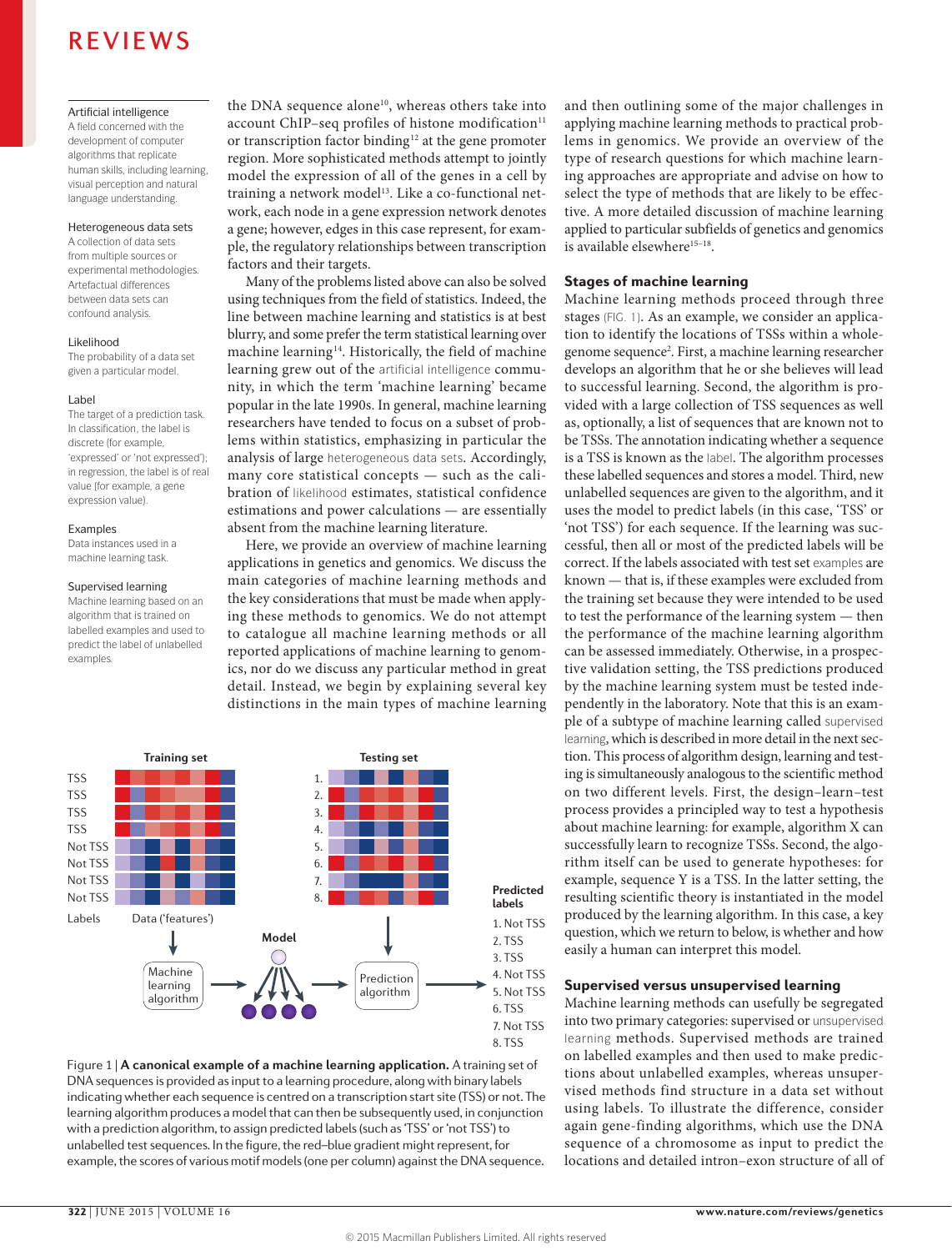the DNA sequence alone[10], whereas others take into account ChIP–seq profiles of histone modification[11] or transcription factor binding[12] at the gene promoter region. More sophisticated methods attempt to jointly model the expression of all of the genes in a cell by training a network model[13]. Like a co-functional network, each node in a gene expression network denotes a gene; however, edges in this case represent, for example, the regulatory relationships between transcription factors and their targets.

Many of the problems listed above can also be solved using techniques from the field of statistics. Indeed, the line between machine learning and statistics is at best blurry, and some prefer the term statistical learning over machine learning[14]. Historically, the field of machine learning grew out of the artificial intelligence community, in which the term 'machine learning' became popular in the late 1990s. In general, machine learning researchers have tended to focus on a subset of problems within statistics, emphasizing in particular the analysis of large heterogeneous data sets. Accordingly, many core statistical concepts — such as the calibration of likelihood estimates, statistical confidence estimations and power calculations — are essentially absent from the machine learning literature.

Here, we provide an overview of machine learning applications in genetics and genomics. We discuss the main categories of machine learning methods and the key considerations that must be made when applying these methods to genomics. We do not attempt to catalogue all machine learning methods or all reported applications of machine learning to genomics, nor do we discuss any particular method in great detail. Instead, we begin by explaining several key distinctions in the main types of machine learning and then outlining some of the major challenges in applying machine learning methods to practical problems in genomics. We provide an overview of the type of research questions for which machine learning approaches are appropriate and advise on how to select the type of methods that are likely to be effective. A more detailed discussion of machine learning applied to particular subfields of genetics and genomics is available elsewhere[15–18].

**Artificial intelligence**
A field concerned with the development of computer algorithms that replicate human skills, including learning, visual perception and natural language understanding.

**Heterogeneous data sets**
A collection of data sets from multiple sources or experimental methodologies. Artefactual differences between data sets can confound analysis.

**Likelihood**
The probability of a data set given a particular model.

**Label**
The target of a prediction task. In classification, the label is discrete (for example, 'expressed' or 'not expressed'); in regression, the label is of real value (for example, a gene expression value).

**Examples**
Data instances used in a machine learning task.

**Supervised learning**
Machine learning based on an algorithm that is trained on labelled examples and used to predict the label of unlabelled examples.

## Stages of machine learning

Machine learning methods proceed through three stages (FIG. 1). As an example, we consider an application to identify the locations of TSSs within a whole-genome sequence[2]. First, a machine learning researcher develops an algorithm that he or she believes will lead to successful learning. Second, the algorithm is provided with a large collection of TSS sequences as well as, optionally, a list of sequences that are known not to be TSSs. The annotation indicating whether a sequence is a TSS is known as the label. The algorithm processes these labelled sequences and stores a model. Third, new unlabelled sequences are given to the algorithm, and it uses the model to predict labels (in this case, 'TSS' or 'not TSS') for each sequence. If the learning was successful, then all or most of the predicted labels will be correct. If the labels associated with test set examples are known — that is, if these examples were excluded from the training set because they were intended to be used to test the performance of the learning system — then the performance of the machine learning algorithm can be assessed immediately. Otherwise, in a prospective validation setting, the TSS predictions produced by the machine learning system must be tested independently in the laboratory. Note that this is an example of a subtype of machine learning called supervised learning, which is described in more detail in the next section. This process of algorithm design, learning and testing is simultaneously analogous to the scientific method on two different levels. First, the design–learn–test process provides a principled way to test a hypothesis about machine learning: for example, algorithm X can successfully learn to recognize TSSs. Second, the algorithm itself can be used to generate hypotheses: for example, sequence Y is a TSS. In the latter setting, the resulting scientific theory is instantiated in the model produced by the learning algorithm. In this case, a key question, which we return to below, is whether and how easily a human can interpret this model.

Figure 1 | **A canonical example of a machine learning application.** A training set of DNA sequences is provided as input to a learning procedure, along with binary labels indicating whether each sequence is centred on a transcription start site (TSS) or not. The learning algorithm produces a model that can then be subsequently used, in conjunction with a prediction algorithm, to assign predicted labels (such as 'TSS' or 'not TSS') to unlabelled test sequences. In the figure, the red–blue gradient might represent, for example, the scores of various motif models (one per column) against the DNA sequence.

## Supervised versus unsupervised learning

Machine learning methods can usefully be segregated into two primary categories: supervised or unsupervised learning methods. Supervised methods are trained on labelled examples and then used to make predictions about unlabelled examples, whereas unsupervised methods find structure in a data set without using labels. To illustrate the difference, consider again gene-finding algorithms, which use the DNA sequence of a chromosome as input to predict the locations and detailed intron–exon structure of all of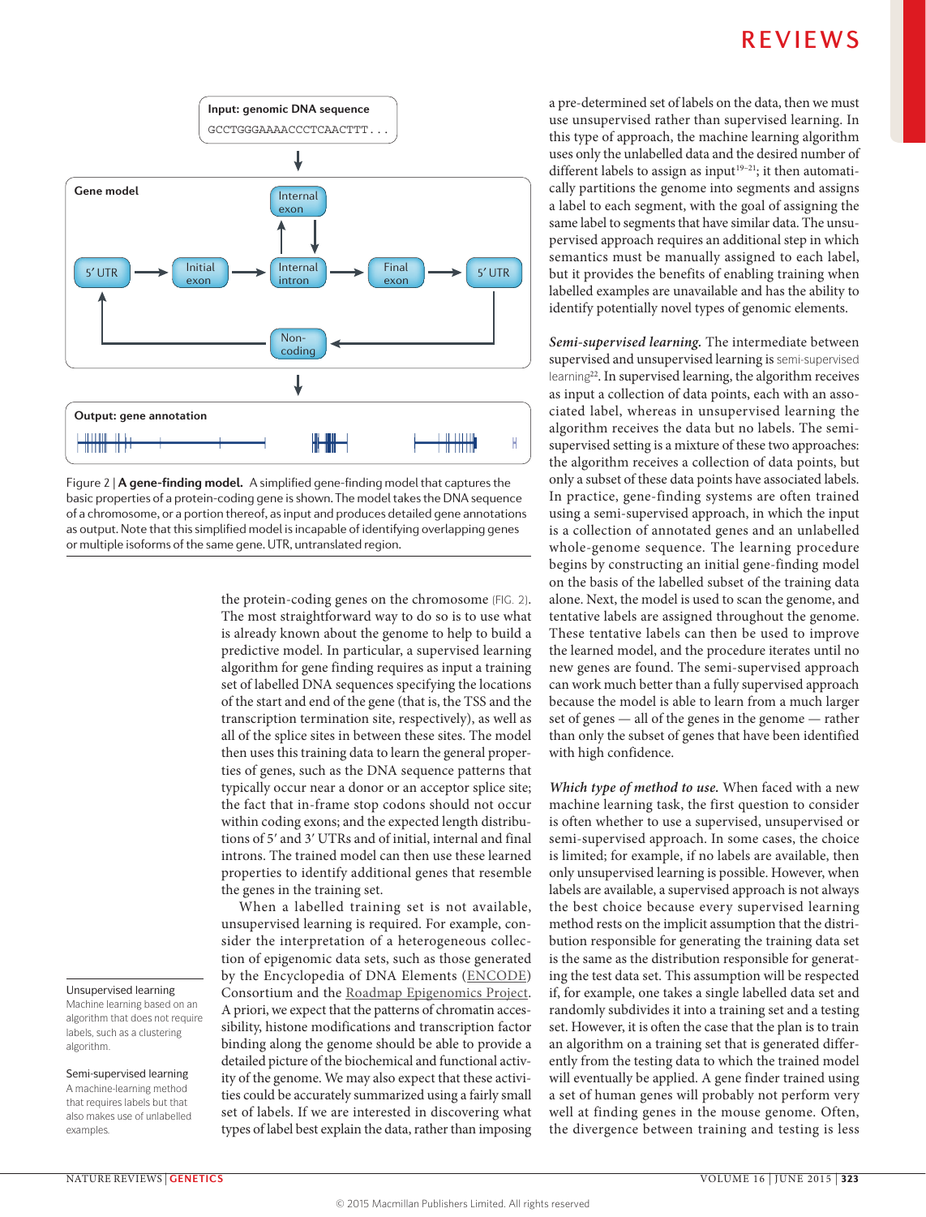Input: genomic DNA sequence

GCCTGGGAAAACCCTCAACTTT...

Gene model

5′ UTR → Initial exon → Internal intron ⇄ Internal exon; Internal intron → Final exon → 5′ UTR → Non-coding → 5′ UTR

Output: gene annotation

Figure 2 | **A gene-finding model.** A simplified gene-finding model that captures the basic properties of a protein-coding gene is shown. The model takes the DNA sequence of a chromosome, or a portion thereof, as input and produces detailed gene annotations as output. Note that this simplified model is incapable of identifying overlapping genes or multiple isoforms of the same gene. UTR, untranslated region.

the protein-coding genes on the chromosome (FIG. 2). The most straightforward way to do so is to use what is already known about the genome to help to build a predictive model. In particular, a supervised learning algorithm for gene finding requires as input a training set of labelled DNA sequences specifying the locations of the start and end of the gene (that is, the TSS and the transcription termination site, respectively), as well as all of the splice sites in between these sites. The model then uses this training data to learn the general properties of genes, such as the DNA sequence patterns that typically occur near a donor or an acceptor splice site; the fact that in-frame stop codons should not occur within coding exons; and the expected length distributions of 5′ and 3′ UTRs and of initial, internal and final introns. The trained model can then use these learned properties to identify additional genes that resemble the genes in the training set.

When a labelled training set is not available, unsupervised learning is required. For example, consider the interpretation of a heterogeneous collection of epigenomic data sets, such as those generated by the Encyclopedia of DNA Elements (ENCODE) Consortium and the Roadmap Epigenomics Project. A priori, we expect that the patterns of chromatin accessibility, histone modifications and transcription factor binding along the genome should be able to provide a detailed picture of the biochemical and functional activity of the genome. We may also expect that these activities could be accurately summarized using a fairly small set of labels. If we are interested in discovering what types of label best explain the data, rather than imposing a pre-determined set of labels on the data, then we must use unsupervised rather than supervised learning. In this type of approach, the machine learning algorithm uses only the unlabelled data and the desired number of different labels to assign as input[19–21]; it then automatically partitions the genome into segments and assigns a label to each segment, with the goal of assigning the same label to segments that have similar data. The unsupervised approach requires an additional step in which semantics must be manually assigned to each label, but it provides the benefits of enabling training when labelled examples are unavailable and has the ability to identify potentially novel types of genomic elements.

**Unsupervised learning**
Machine learning based on an algorithm that does not require labels, such as a clustering algorithm.

**Semi-supervised learning**
A machine-learning method that requires labels but that also makes use of unlabelled examples.

***Semi-supervised learning.*** The intermediate between supervised and unsupervised learning is semi-supervised learning[22]. In supervised learning, the algorithm receives as input a collection of data points, each with an associated label, whereas in unsupervised learning the algorithm receives the data but no labels. The semi-supervised setting is a mixture of these two approaches: the algorithm receives a collection of data points, but only a subset of these data points have associated labels. In practice, gene-finding systems are often trained using a semi-supervised approach, in which the input is a collection of annotated genes and an unlabelled whole-genome sequence. The learning procedure begins by constructing an initial gene-finding model on the basis of the labelled subset of the training data alone. Next, the model is used to scan the genome, and tentative labels are assigned throughout the genome. These tentative labels can then be used to improve the learned model, and the procedure iterates until no new genes are found. The semi-supervised approach can work much better than a fully supervised approach because the model is able to learn from a much larger set of genes — all of the genes in the genome — rather than only the subset of genes that have been identified with high confidence.

***Which type of method to use.*** When faced with a new machine learning task, the first question to consider is often whether to use a supervised, unsupervised or semi-supervised approach. In some cases, the choice is limited; for example, if no labels are available, then only unsupervised learning is possible. However, when labels are available, a supervised approach is not always the best choice because every supervised learning method rests on the implicit assumption that the distribution responsible for generating the training data set is the same as the distribution responsible for generating the test data set. This assumption will be respected if, for example, one takes a single labelled data set and randomly subdivides it into a training set and a testing set. However, it is often the case that the plan is to train an algorithm on a training set that is generated differently from the testing data to which the trained model will eventually be applied. A gene finder trained using a set of human genes will probably not perform very well at finding genes in the mouse genome. Often, the divergence between training and testing is less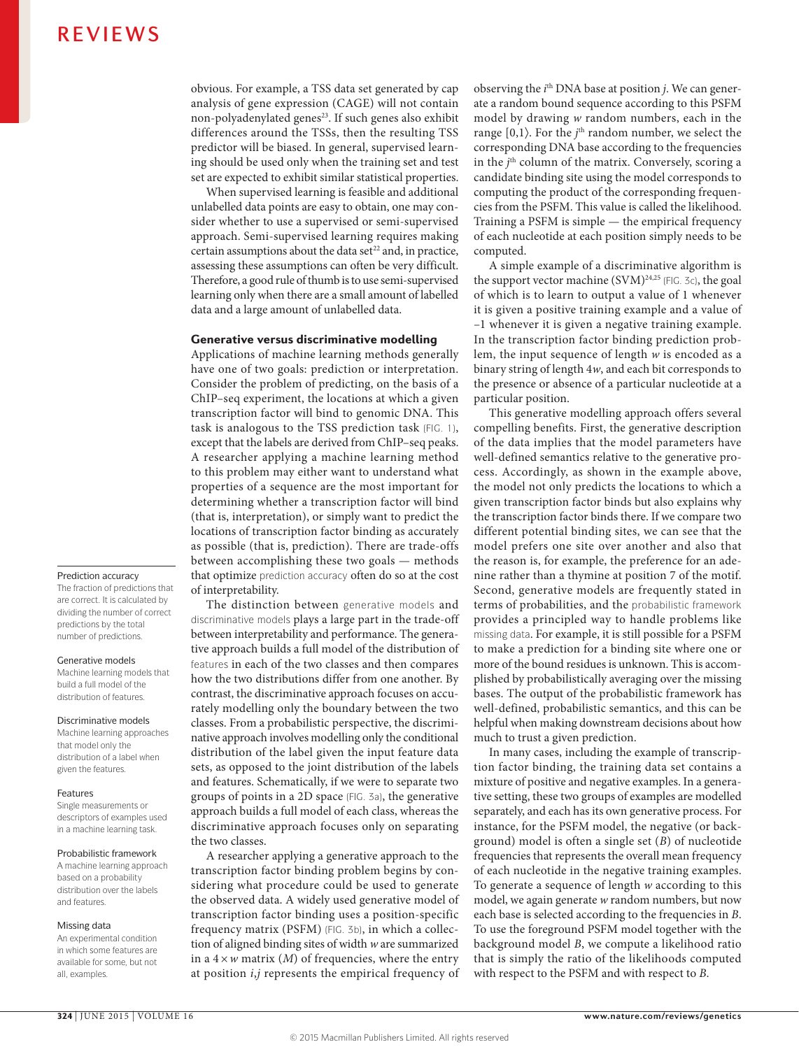obvious. For example, a TSS data set generated by cap analysis of gene expression (CAGE) will not contain non-polyadenylated genes[23]. If such genes also exhibit differences around the TSSs, then the resulting TSS predictor will be biased. In general, supervised learning should be used only when the training set and test set are expected to exhibit similar statistical properties.

When supervised learning is feasible and additional unlabelled data points are easy to obtain, one may consider whether to use a supervised or semi-supervised approach. Semi-supervised learning requires making certain assumptions about the data set[22] and, in practice, assessing these assumptions can often be very difficult. Therefore, a good rule of thumb is to use semi-supervised learning only when there are a small amount of labelled data and a large amount of unlabelled data.

### Generative versus discriminative modelling

Applications of machine learning methods generally have one of two goals: prediction or interpretation. Consider the problem of predicting, on the basis of a ChIP–seq experiment, the locations at which a given transcription factor will bind to genomic DNA. This task is analogous to the TSS prediction task (FIG. 1), except that the labels are derived from ChIP–seq peaks. A researcher applying a machine learning method to this problem may either want to understand what properties of a sequence are the most important for determining whether a transcription factor will bind (that is, interpretation), or simply want to predict the locations of transcription factor binding as accurately as possible (that is, prediction). There are trade-offs between accomplishing these two goals — methods that optimize prediction accuracy often do so at the cost of interpretability.

The distinction between generative models and discriminative models plays a large part in the trade-off between interpretability and performance. The generative approach builds a full model of the distribution of features in each of the two classes and then compares how the two distributions differ from one another. By contrast, the discriminative approach focuses on accurately modelling only the boundary between the two classes. From a probabilistic perspective, the discriminative approach involves modelling only the conditional distribution of the label given the input feature data sets, as opposed to the joint distribution of the labels and features. Schematically, if we were to separate two groups of points in a 2D space (FIG. 3a), the generative approach builds a full model of each class, whereas the discriminative approach focuses only on separating the two classes.

A researcher applying a generative approach to the transcription factor binding problem begins by considering what procedure could be used to generate the observed data. A widely used generative model of transcription factor binding uses a position-specific frequency matrix (PSFM) (FIG. 3b), in which a collection of aligned binding sites of width $w$ are summarized in a $4 \times w$ matrix ($M$) of frequencies, where the entry at position $i,j$ represents the empirical frequency of observing the $i^{th}$ DNA base at position $j$. We can generate a random bound sequence according to this PSFM model by drawing $w$ random numbers, each in the range [0,1⟩. For the $j^{th}$ random number, we select the corresponding DNA base according to the frequencies in the $j^{th}$ column of the matrix. Conversely, scoring a candidate binding site using the model corresponds to computing the product of the corresponding frequencies from the PSFM. This value is called the likelihood. Training a PSFM is simple — the empirical frequency of each nucleotide at each position simply needs to be computed.

A simple example of a discriminative algorithm is the support vector machine (SVM)[24,25] (FIG. 3c), the goal of which is to learn to output a value of 1 whenever it is given a positive training example and a value of −1 whenever it is given a negative training example. In the transcription factor binding prediction problem, the input sequence of length $w$ is encoded as a binary string of length $4w$, and each bit corresponds to the presence or absence of a particular nucleotide at a particular position.

This generative modelling approach offers several compelling benefits. First, the generative description of the data implies that the model parameters have well-defined semantics relative to the generative process. Accordingly, as shown in the example above, the model not only predicts the locations to which a given transcription factor binds but also explains why the transcription factor binds there. If we compare two different potential binding sites, we can see that the model prefers one site over another and also that the reason is, for example, the preference for an adenine rather than a thymine at position 7 of the motif. Second, generative models are frequently stated in terms of probabilities, and the probabilistic framework provides a principled way to handle problems like missing data. For example, it is still possible for a PSFM to make a prediction for a binding site where one or more of the bound residues is unknown. This is accomplished by probabilistically averaging over the missing bases. The output of the probabilistic framework has well-defined, probabilistic semantics, and this can be helpful when making downstream decisions about how much to trust a given prediction.

In many cases, including the example of transcription factor binding, the training data set contains a mixture of positive and negative examples. In a generative setting, these two groups of examples are modelled separately, and each has its own generative process. For instance, for the PSFM model, the negative (or background) model is often a single set ($B$) of nucleotide frequencies that represents the overall mean frequency of each nucleotide in the negative training examples. To generate a sequence of length $w$ according to this model, we again generate $w$ random numbers, but now each base is selected according to the frequencies in $B$. To use the foreground PSFM model together with the background model $B$, we compute a likelihood ratio that is simply the ratio of the likelihoods computed with respect to the PSFM and with respect to $B$.

**Prediction accuracy**
The fraction of predictions that are correct. It is calculated by dividing the number of correct predictions by the total number of predictions.

**Generative models**
Machine learning models that build a full model of the distribution of features.

**Discriminative models**
Machine learning approaches that model only the distribution of a label when given the features.

**Features**
Single measurements or descriptors of examples used in a machine learning task.

**Probabilistic framework**
A machine learning approach based on a probability distribution over the labels and features.

**Missing data**
An experimental condition in which some features are available for some, but not all, examples.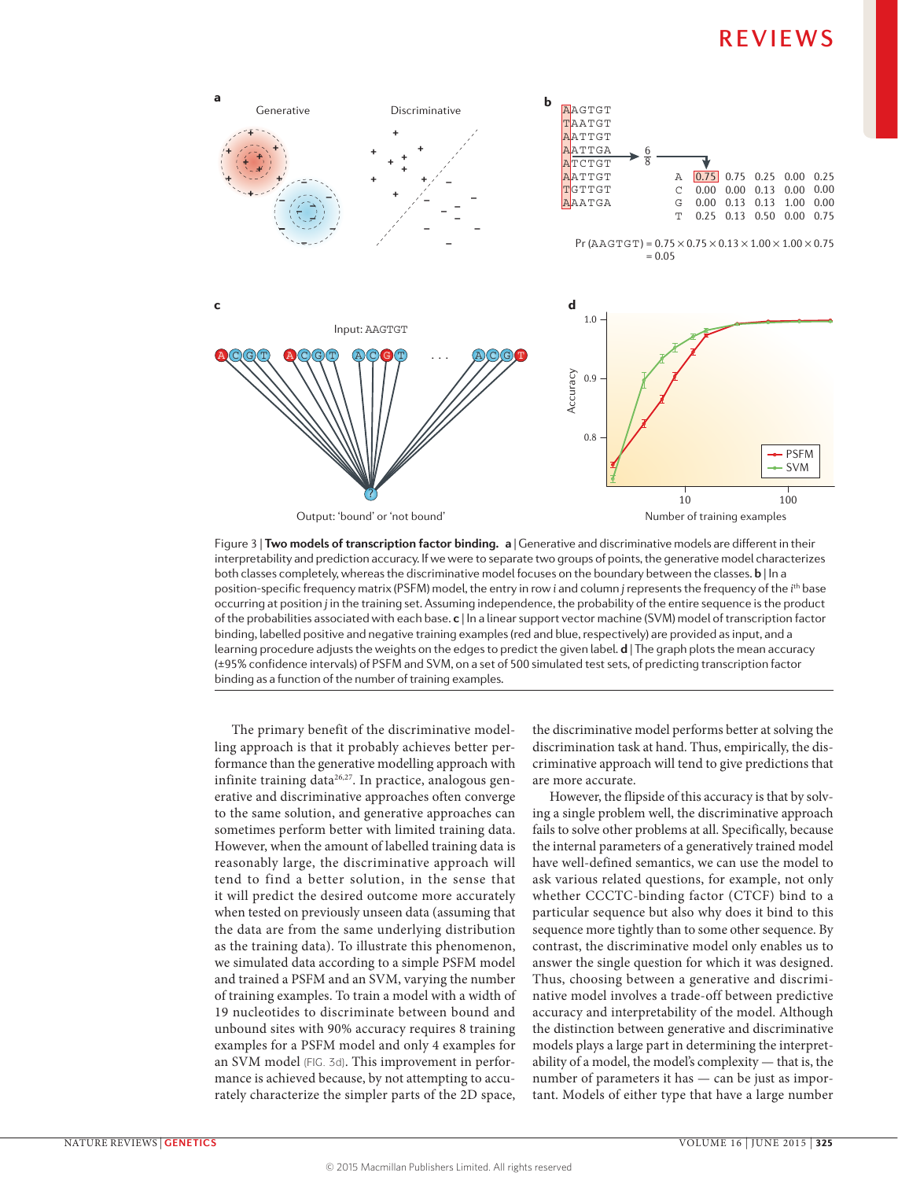Figure 3 | **Two models of transcription factor binding.** **a** | Generative and discriminative models are different in their interpretability and prediction accuracy. If we were to separate two groups of points, the generative model characterizes both classes completely, whereas the discriminative model focuses on the boundary between the classes. **b** | In a position-specific frequency matrix (PSFM) model, the entry in row *i* and column *j* represents the frequency of the $i^{th}$ base occurring at position *j* in the training set. Assuming independence, the probability of the entire sequence is the product of the probabilities associated with each base. **c** | In a linear support vector machine (SVM) model of transcription factor binding, labelled positive and negative training examples (red and blue, respectively) are provided as input, and a learning procedure adjusts the weights on the edges to predict the given label. **d** | The graph plots the mean accuracy (±95% confidence intervals) of PSFM and SVM, on a set of 500 simulated test sets, of predicting transcription factor binding as a function of the number of training examples.

The primary benefit of the discriminative modelling approach is that it probably achieves better performance than the generative modelling approach with infinite training data[26,27]. In practice, analogous generative and discriminative approaches often converge to the same solution, and generative approaches can sometimes perform better with limited training data. However, when the amount of labelled training data is reasonably large, the discriminative approach will tend to find a better solution, in the sense that it will predict the desired outcome more accurately when tested on previously unseen data (assuming that the data are from the same underlying distribution as the training data). To illustrate this phenomenon, we simulated data according to a simple PSFM model and trained a PSFM and an SVM, varying the number of training examples. To train a model with a width of 19 nucleotides to discriminate between bound and unbound sites with 90% accuracy requires 8 training examples for a PSFM model and only 4 examples for an SVM model (FIG. 3d). This improvement in performance is achieved because, by not attempting to accurately characterize the simpler parts of the 2D space, the discriminative model performs better at solving the discrimination task at hand. Thus, empirically, the discriminative approach will tend to give predictions that are more accurate.

However, the flipside of this accuracy is that by solving a single problem well, the discriminative approach fails to solve other problems at all. Specifically, because the internal parameters of a generatively trained model have well-defined semantics, we can use the model to ask various related questions, for example, not only whether CCCTC-binding factor (CTCF) bind to a particular sequence but also why does it bind to this sequence more tightly than to some other sequence. By contrast, the discriminative model only enables us to answer the single question for which it was designed. Thus, choosing between a generative and discriminative model involves a trade-off between predictive accuracy and interpretability of the model. Although the distinction between generative and discriminative models plays a large part in determining the interpretability of a model, the model's complexity — that is, the number of parameters it has — can be just as important. Models of either type that have a large number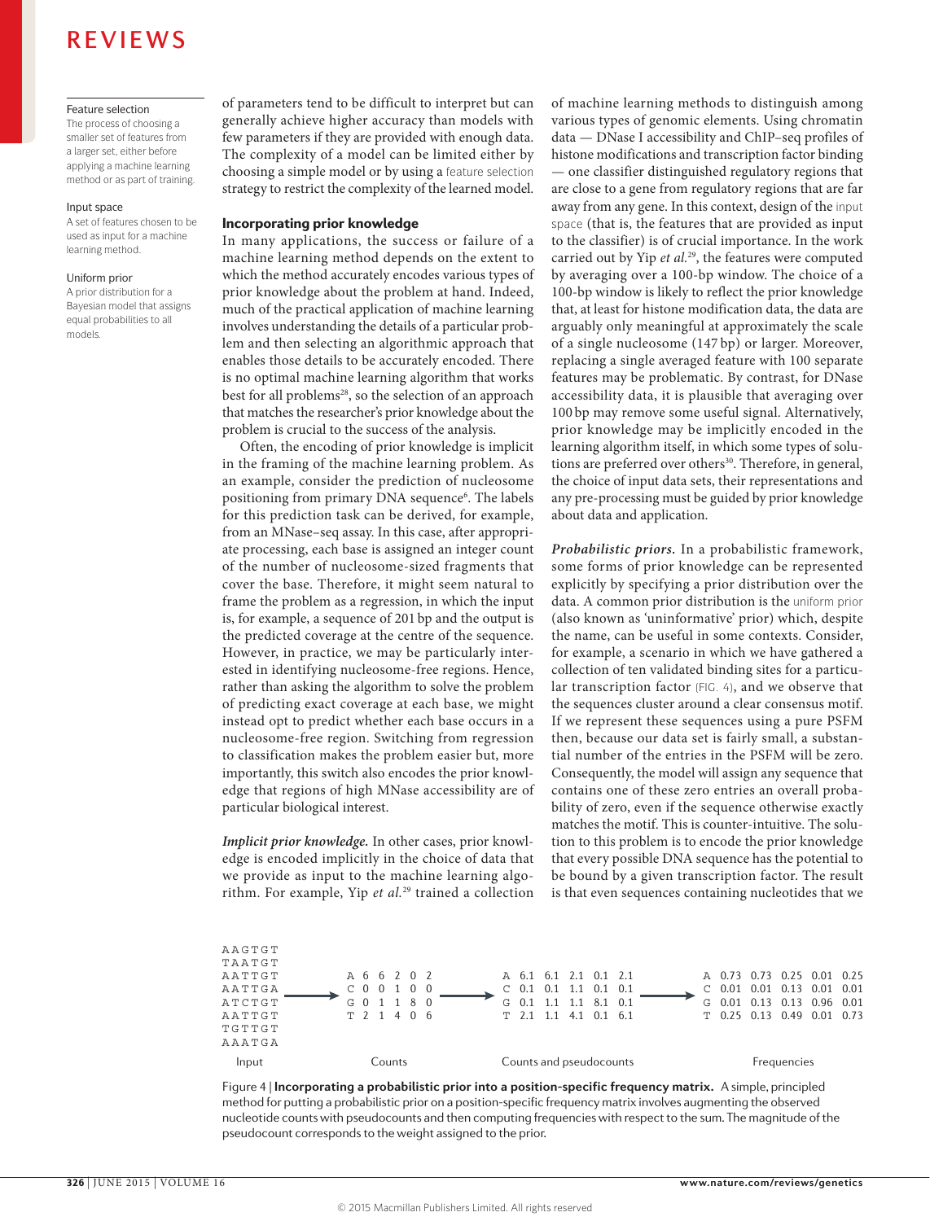**Feature selection**
The process of choosing a smaller set of features from a larger set, either before applying a machine learning method or as part of training.

**Input space**
A set of features chosen to be used as input for a machine learning method.

**Uniform prior**
A prior distribution for a Bayesian model that assigns equal probabilities to all models.

of parameters tend to be difficult to interpret but can generally achieve higher accuracy than models with few parameters if they are provided with enough data. The complexity of a model can be limited either by choosing a simple model or by using a feature selection strategy to restrict the complexity of the learned model.

## Incorporating prior knowledge

In many applications, the success or failure of a machine learning method depends on the extent to which the method accurately encodes various types of prior knowledge about the problem at hand. Indeed, much of the practical application of machine learning involves understanding the details of a particular problem and then selecting an algorithmic approach that enables those details to be accurately encoded. There is no optimal machine learning algorithm that works best for all problems[28], so the selection of an approach that matches the researcher's prior knowledge about the problem is crucial to the success of the analysis.

Often, the encoding of prior knowledge is implicit in the framing of the machine learning problem. As an example, consider the prediction of nucleosome positioning from primary DNA sequence[6]. The labels for this prediction task can be derived, for example, from an MNase–seq assay. In this case, after appropriate processing, each base is assigned an integer count of the number of nucleosome-sized fragments that cover the base. Therefore, it might seem natural to frame the problem as a regression, in which the input is, for example, a sequence of 201 bp and the output is the predicted coverage at the centre of the sequence. However, in practice, we may be particularly interested in identifying nucleosome-free regions. Hence, rather than asking the algorithm to solve the problem of predicting exact coverage at each base, we might instead opt to predict whether each base occurs in a nucleosome-free region. Switching from regression to classification makes the problem easier but, more importantly, this switch also encodes the prior knowledge that regions of high MNase accessibility are of particular biological interest.

***Implicit prior knowledge.*** In other cases, prior knowledge is encoded implicitly in the choice of data that we provide as input to the machine learning algorithm. For example, Yip *et al.*[29] trained a collection of machine learning methods to distinguish among various types of genomic elements. Using chromatin data — DNase I accessibility and ChIP–seq profiles of histone modifications and transcription factor binding — one classifier distinguished regulatory regions that are close to a gene from regulatory regions that are far away from any gene. In this context, design of the input space (that is, the features that are provided as input to the classifier) is of crucial importance. In the work carried out by Yip *et al.*[29], the features were computed by averaging over a 100-bp window. The choice of a 100-bp window is likely to reflect the prior knowledge that, at least for histone modification data, the data are arguably only meaningful at approximately the scale of a single nucleosome (147 bp) or larger. Moreover, replacing a single averaged feature with 100 separate features may be problematic. By contrast, for DNase accessibility data, it is plausible that averaging over 100 bp may remove some useful signal. Alternatively, prior knowledge may be implicitly encoded in the learning algorithm itself, in which some types of solutions are preferred over others[30]. Therefore, in general, the choice of input data sets, their representations and any pre-processing must be guided by prior knowledge about data and application.

***Probabilistic priors.*** In a probabilistic framework, some forms of prior knowledge can be represented explicitly by specifying a prior distribution over the data. A common prior distribution is the uniform prior (also known as 'uninformative' prior) which, despite the name, can be useful in some contexts. Consider, for example, a scenario in which we have gathered a collection of ten validated binding sites for a particular transcription factor (FIG. 4), and we observe that the sequences cluster around a clear consensus motif. If we represent these sequences using a pure PSFM then, because our data set is fairly small, a substantial number of the entries in the PSFM will be zero. Consequently, the model will assign any sequence that contains one of these zero entries an overall probability of zero, even if the sequence otherwise exactly matches the motif. This is counter-intuitive. The solution to this problem is to encode the prior knowledge that every possible DNA sequence has the potential to be bound by a given transcription factor. The result is that even sequences containing nucleotides that we

AAGTGT
TAATGT
AATTGT
AATTGA
ATCTGT
AATTGT
TGTTGT
AAATGA

Input

A 6 6 2 0 2
C 0 0 1 0 0
G 0 1 1 8 0
T 2 1 4 0 6

Counts

A 6.1 6.1 2.1 0.1 2.1
C 0.1 0.1 1.1 0.1 0.1
G 0.1 1.1 1.1 8.1 0.1
T 2.1 1.1 4.1 0.1 6.1

Counts and pseudocounts

A 0.73 0.73 0.25 0.01 0.25
C 0.01 0.01 0.13 0.01 0.01
G 0.01 0.13 0.13 0.96 0.01
T 0.25 0.13 0.49 0.01 0.73

Frequencies

Figure 4 | **Incorporating a probabilistic prior into a position-specific frequency matrix.** A simple, principled method for putting a probabilistic prior on a position-specific frequency matrix involves augmenting the observed nucleotide counts with pseudocounts and then computing frequencies with respect to the sum. The magnitude of the pseudocount corresponds to the weight assigned to the prior.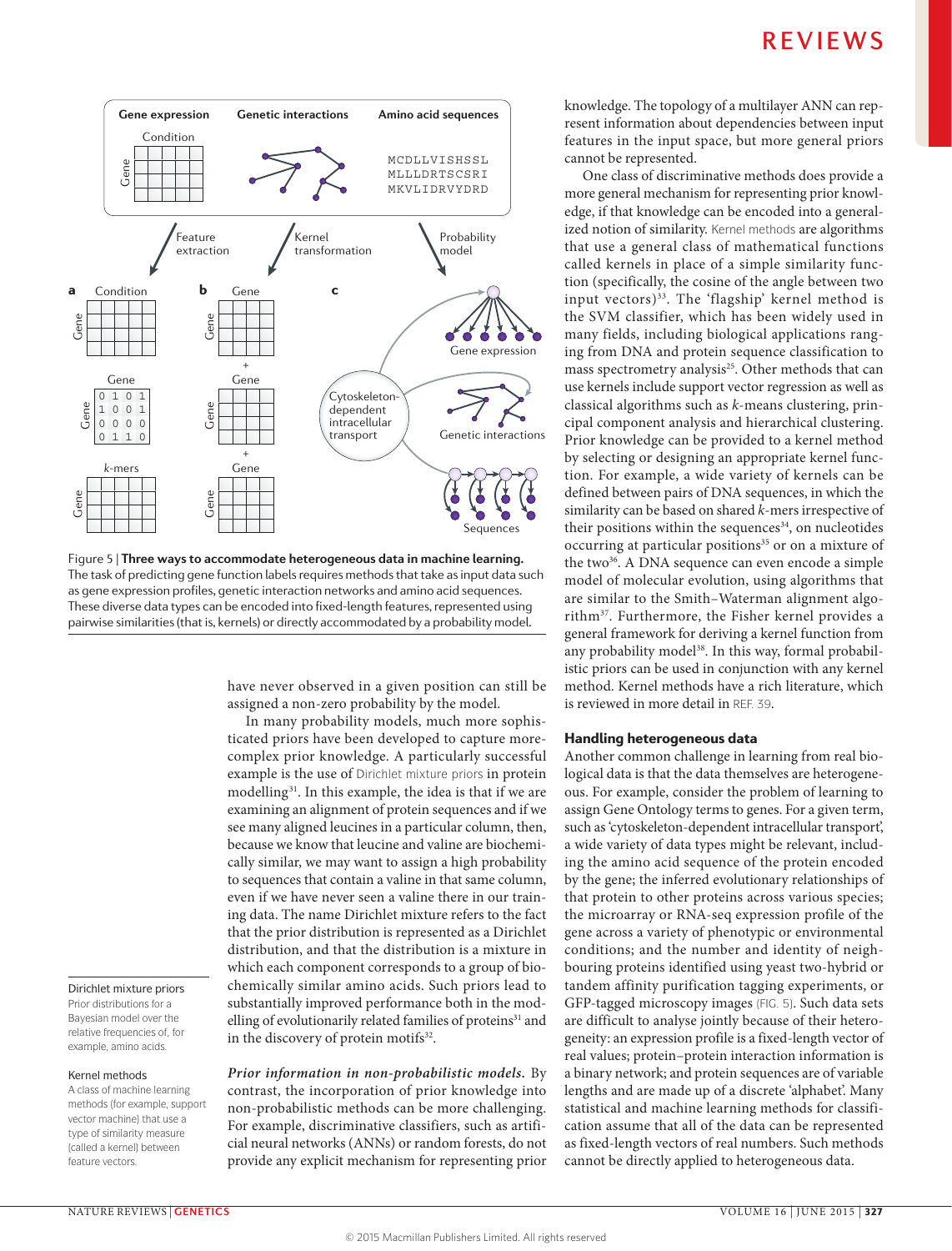Figure 5 | **Three ways to accommodate heterogeneous data in machine learning.** The task of predicting gene function labels requires methods that take as input data such as gene expression profiles, genetic interaction networks and amino acid sequences. These diverse data types can be encoded into fixed-length features, represented using pairwise similarities (that is, kernels) or directly accommodated by a probability model.

have never observed in a given position can still be assigned a non-zero probability by the model.

In many probability models, much more sophisticated priors have been developed to capture more-complex prior knowledge. A particularly successful example is the use of Dirichlet mixture priors in protein modelling[31]. In this example, the idea is that if we are examining an alignment of protein sequences and if we see many aligned leucines in a particular column, then, because we know that leucine and valine are biochemically similar, we may want to assign a high probability to sequences that contain a valine in that same column, even if we have never seen a valine there in our training data set. The name Dirichlet mixture refers to the fact that the prior distribution is represented as a Dirichlet distribution, and that the distribution is a mixture in which each component corresponds to a group of biochemically similar amino acids. Such priors lead to substantially improved performance both in the modelling of evolutionarily related families of proteins[31] and in the discovery of protein motifs[32].

**Dirichlet mixture priors**
Prior distributions for a Bayesian model over the relative frequencies of, for example, amino acids.

**Kernel methods**
A class of machine learning methods (for example, support vector machine) that use a type of similarity measure (called a kernel) between feature vectors.

***Prior information in non-probabilistic models.*** By contrast, the incorporation of prior knowledge into non-probabilistic methods can be more challenging. For example, discriminative classifiers, such as artificial neural networks (ANNs) or random forests, do not provide any explicit mechanism for representing prior knowledge. The topology of a multilayer ANN can represent information about dependencies between input features in the input space, but more general priors cannot be represented.

One class of discriminative methods does provide a more general mechanism for representing prior knowledge, if that knowledge can be encoded into a generalized notion of similarity. Kernel methods are algorithms that use a general class of mathematical functions called kernels in place of a simple similarity function (specifically, the cosine of the angle between two input vectors)[33]. The 'flagship' kernel method is the SVM classifier, which has been widely used in many fields, including biological applications ranging from DNA and protein sequence classification to mass spectrometry analysis[25]. Other methods that can use kernels include support vector regression as well as classical algorithms such as $k$-means clustering, principal component analysis and hierarchical clustering. Prior knowledge can be provided to a kernel method by selecting or designing an appropriate kernel function. For example, a wide variety of kernels can be defined between pairs of DNA sequences, in which the similarity can be based on shared $k$-mers irrespective of their positions within the sequences[34], on nucleotides occurring at particular positions[35] or on a mixture of the two[36]. A DNA sequence can even encode a simple model of molecular evolution, using algorithms that are similar to the Smith–Waterman alignment algorithm[37]. Furthermore, the Fisher kernel provides a general framework for deriving a kernel function from any probability model[38]. In this way, formal probabilistic priors can be used in conjunction with any kernel method. Kernel methods have a rich literature, which is reviewed in more detail in REF. 39.

## Handling heterogeneous data

Another common challenge in learning from real biological data is that the data themselves are heterogeneous. For example, consider the problem of learning to assign Gene Ontology terms to genes. For a given term, such as 'cytoskeleton-dependent intracellular transport', a wide variety of data types might be relevant, including the amino acid sequence of the protein encoded by the gene; the inferred evolutionary relationships of that protein to other proteins across various species; the microarray or RNA-seq expression profile of the gene across a variety of phenotypic or environmental conditions; and the number and identity of neighbouring proteins identified using yeast two-hybrid or tandem affinity purification tagging experiments, or GFP-tagged microscopy images (FIG. 5). Such data sets are difficult to analyse jointly because of their heterogeneity: an expression profile is a fixed-length vector of real values; protein–protein interaction information is a binary network; and protein sequences are of variable lengths and are made up of a discrete 'alphabet'. Many statistical and machine learning methods for classification assume that all of the data can be represented as fixed-length vectors of real numbers. Such methods cannot be directly applied to heterogeneous data.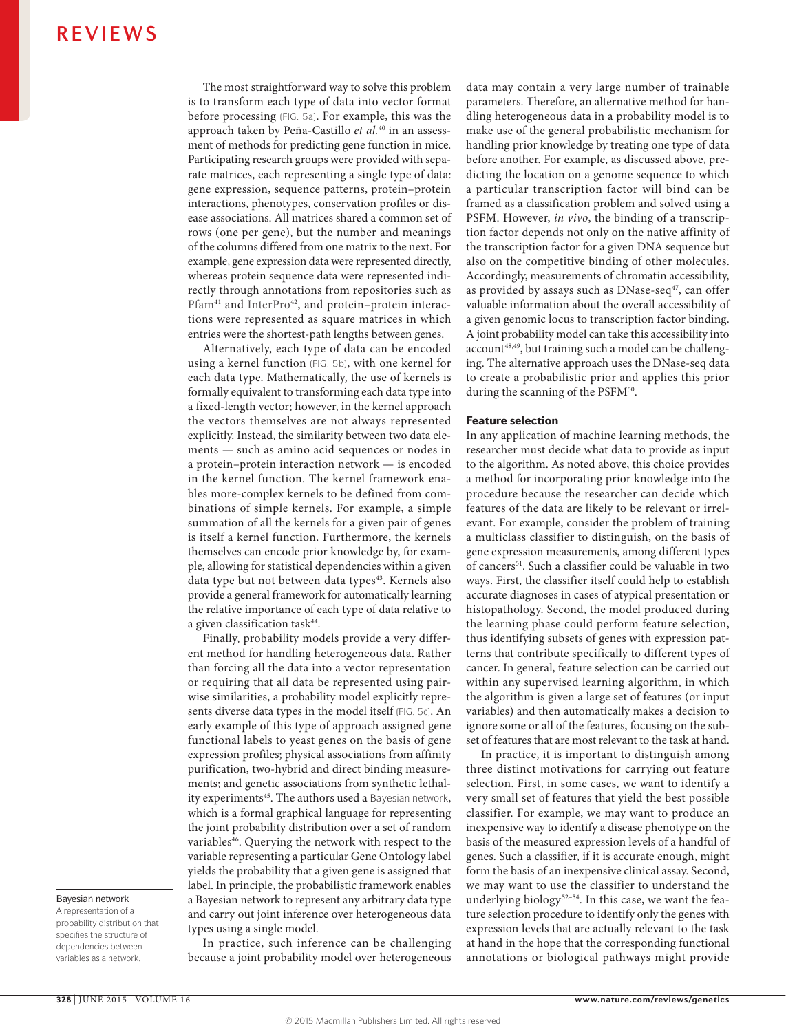The most straightforward way to solve this problem is to transform each type of data into vector format before processing (FIG. 5a). For example, this was the approach taken by Peña-Castillo *et al.*[40] in an assessment of methods for predicting gene function in mice. Participating research groups were provided with separate matrices, each representing a single type of data: gene expression, sequence patterns, protein–protein interactions, phenotypes, conservation profiles or disease associations. All matrices shared a common set of rows (one per gene), but the number and meanings of the columns differed from one matrix to the next. For example, gene expression data were represented directly, whereas protein sequence data were represented indirectly through annotations from repositories such as Pfam[41] and InterPro[42], and protein–protein interactions were represented as square matrices in which entries were the shortest-path lengths between genes.

Alternatively, each type of data can be encoded using a kernel function (FIG. 5b), with one kernel for each data type. Mathematically, the use of kernels is formally equivalent to transforming each data type into a fixed-length vector; however, in the kernel approach the vectors themselves are not always represented explicitly. Instead, the similarity between two data elements — such as amino acid sequences or nodes in a protein–protein interaction network — is encoded in the kernel function. The kernel framework enables more-complex kernels to be defined from combinations of simple kernels. For example, a simple summation of all the kernels for a given pair of genes is itself a kernel function. Furthermore, the kernels themselves can encode prior knowledge by, for example, allowing for statistical dependencies within a given data type but not between data types[43]. Kernels also provide a general framework for automatically learning the relative importance of each type of data relative to a given classification task[44].

Finally, probability models provide a very different method for handling heterogeneous data. Rather than forcing all the data into a vector representation or requiring that all data be represented using pairwise similarities, a probability model explicitly represents diverse data types in the model itself (FIG. 5c). An early example of this type of approach assigned gene functional labels to yeast genes on the basis of gene expression profiles; physical associations from affinity purification, two-hybrid and direct binding measurements; and genetic associations from synthetic lethality experiments[45]. The authors used a Bayesian network, which is a formal graphical language for representing the joint probability distribution over a set of random variables[46]. Querying the network with respect to the variable representing a particular Gene Ontology label yields the probability that a given gene is assigned that label. In principle, the probabilistic framework enables a Bayesian network to represent any arbitrary data type and carry out joint inference over heterogeneous data types using a single model.

In practice, such inference can be challenging because a joint probability model over heterogeneous data may contain a very large number of trainable parameters. Therefore, an alternative method for handling heterogeneous data in a probability model is to make use of the general probabilistic mechanism for handling prior knowledge by treating one type of data before another. For example, as discussed above, predicting the location on a genome sequence to which a particular transcription factor will bind can be framed as a classification problem and solved using a PSFM. However, *in vivo*, the binding of a transcription factor depends not only on the native affinity of the transcription factor for a given DNA sequence but also on the competitive binding of other molecules. Accordingly, measurements of chromatin accessibility, as provided by assays such as DNase-seq[47], can offer valuable information about the overall accessibility of a given genomic locus to transcription factor binding. A joint probability model can take this accessibility into account[48,49], but training such a model can be challenging. The alternative approach uses the DNase-seq data to create a probabilistic prior and applies this prior during the scanning of the PSFM[50].

**Bayesian network**
A representation of a probability distribution that specifies the structure of dependencies between variables as a network.

## Feature selection

In any application of machine learning methods, the researcher must decide what data to provide as input to the algorithm. As noted above, this choice provides a method for incorporating prior knowledge into the procedure because the researcher can decide which features of the data are likely to be relevant or irrelevant. For example, consider the problem of training a multiclass classifier to distinguish, on the basis of gene expression measurements, among different types of cancers[51]. Such a classifier could be valuable in two ways. First, the classifier itself could help to establish accurate diagnoses in cases of atypical presentation or histopathology. Second, the model produced during the learning phase could perform feature selection, thus identifying subsets of genes with expression patterns that contribute specifically to different types of cancer. In general, feature selection can be carried out within any supervised learning algorithm, in which the algorithm is given a large set of features (or input variables) and then automatically makes a decision to ignore some or all of the features, focusing on the subset of features that are most relevant to the task at hand.

In practice, it is important to distinguish among three distinct motivations for carrying out feature selection. First, in some cases, we want to identify a very small set of features that yield the best possible classifier. For example, we may want to produce an inexpensive way to identify a disease phenotype on the basis of the measured expression levels of a handful of genes. Such a classifier, if it is accurate enough, might form the basis of an inexpensive clinical assay. Second, we may want to use the classifier to understand the underlying biology[52–54]. In this case, we want the feature selection procedure to identify only the genes with expression levels that are actually relevant to the task at hand in the hope that the corresponding functional annotations or biological pathways might provide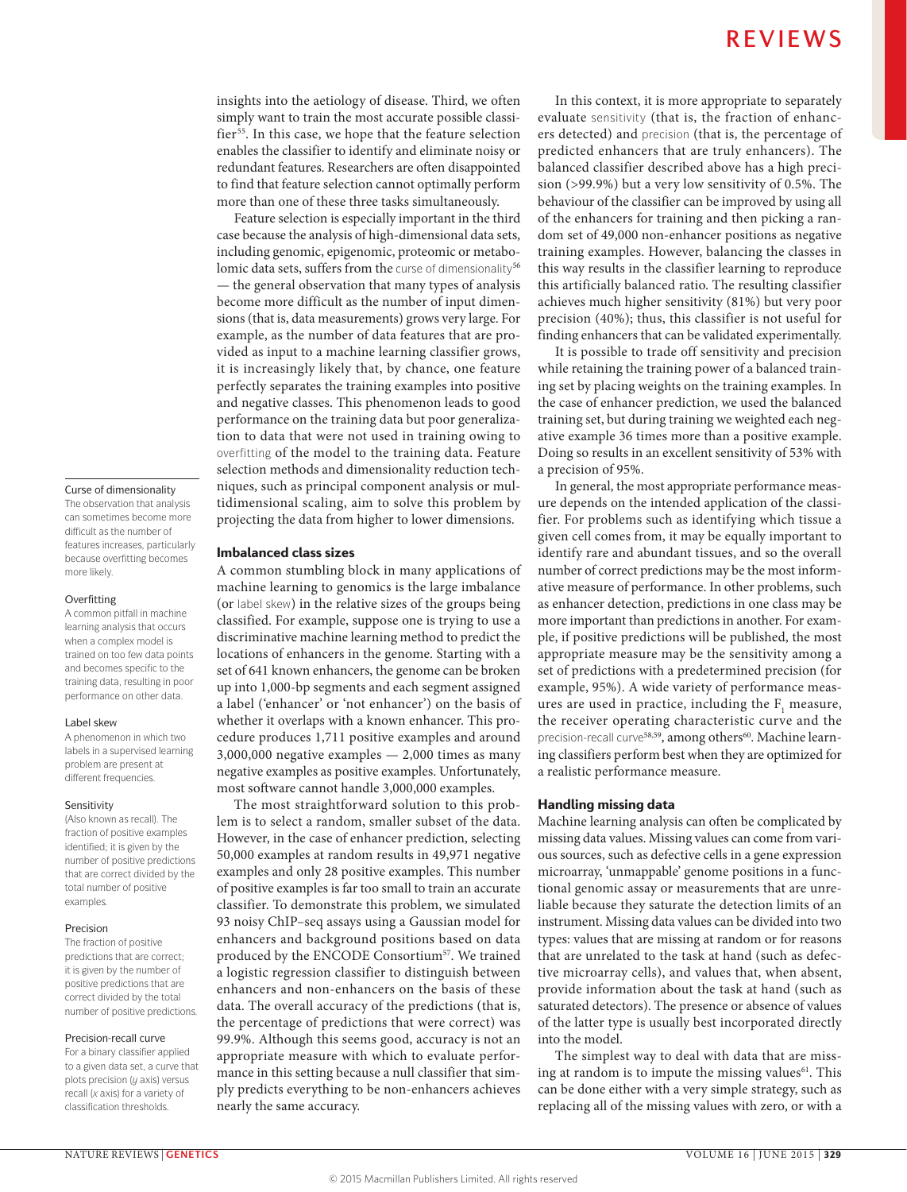insights into the aetiology of disease. Third, we often simply want to train the most accurate possible classifier[55]. In this case, we hope that the feature selection enables the classifier to identify and eliminate noisy or redundant features. Researchers are often disappointed to find that feature selection cannot optimally perform more than one of these three tasks simultaneously.

Feature selection is especially important in the third case because the analysis of high-dimensional data sets, including genomic, epigenomic, proteomic or metabolomic data sets, suffers from the curse of dimensionality[56] — the general observation that many types of analysis become more difficult as the number of input dimensions (that is, data measurements) grows very large. For example, as the number of data features that are provided as input to a machine learning classifier grows, it is increasingly likely that, by chance, one feature perfectly separates the training examples into positive and negative classes. This phenomenon leads to good performance on the training data but poor generalization to data that were not used in training owing to overfitting of the model to the training data. Feature selection methods and dimensionality reduction techniques, such as principal component analysis or multidimensional scaling, aim to solve this problem by projecting the data from higher to lower dimensions.

## Imbalanced class sizes

A common stumbling block in many applications of machine learning to genomics is the large imbalance (or label skew) in the relative sizes of the groups being classified. For example, suppose one is trying to use a discriminative machine learning method to predict the locations of enhancers in the genome. Starting with a set of 641 known enhancers, the genome can be broken up into 1,000-bp segments and each segment assigned a label ('enhancer' or 'not enhancer') on the basis of whether it overlaps with a known enhancer. This procedure produces 1,711 positive examples and around 3,000,000 negative examples — 2,000 times as many negative examples as positive examples. Unfortunately, most software cannot handle 3,000,000 examples.

The most straightforward solution to this problem is to select a random, smaller subset of the data. However, in the case of enhancer prediction, selecting 50,000 examples at random results in 49,971 negative examples and only 28 positive examples. This number of positive examples is far too small to train an accurate classifier. To demonstrate this problem, we simulated 93 noisy ChIP–seq assays using a Gaussian model for enhancers and background positions based on data produced by the ENCODE Consortium[57]. We trained a logistic regression classifier to distinguish between enhancers and non-enhancers on the basis of these data. The overall accuracy of the predictions (that is, the percentage of predictions that were correct) was 99.9%. Although this seems good, accuracy is not an appropriate measure with which to evaluate performance in this setting because a null classifier that simply predicts everything to be non-enhancers achieves nearly the same accuracy.

In this context, it is more appropriate to separately evaluate sensitivity (that is, the fraction of enhancers detected) and precision (that is, the percentage of predicted enhancers that are truly enhancers). The balanced classifier described above has a high precision (>99.9%) but a very low sensitivity of 0.5%. The behaviour of the classifier can be improved by using all of the enhancers for training and then picking a random set of 49,000 non-enhancer positions as negative training examples. However, balancing the classes in this way results in the classifier learning to reproduce this artificially balanced ratio. The resulting classifier achieves much higher sensitivity (81%) but very poor precision (40%); thus, this classifier is not useful for finding enhancers that can be validated experimentally.

It is possible to trade off sensitivity and precision while retaining the training power of a balanced training set by placing weights on the training examples. In the case of enhancer prediction, we used the balanced training set, but during training we weighted each negative example 36 times more than a positive example. Doing so results in an excellent sensitivity of 53% with a precision of 95%.

In general, the most appropriate performance measure depends on the intended application of the classifier. For problems such as identifying which tissue a given cell comes from, it may be equally important to identify rare and abundant tissues, and so the overall number of correct predictions may be the most informative measure of performance. In other problems, such as enhancer detection, predictions in one class may be more important than predictions in another. For example, if positive predictions will be published, the most appropriate measure may be the sensitivity among a set of predictions with a predetermined precision (for example, 95%). A wide variety of performance measures are used in practice, including the $F_1$ measure, the receiver operating characteristic curve and the precision-recall curve[58,59], among others[60]. Machine learning classifiers perform best when they are optimized for a realistic performance measure.

## Handling missing data

Machine learning analysis can often be complicated by missing data values. Missing values can come from various sources, such as defective cells in a gene expression microarray, 'unmappable' genome positions in a functional genomic assay or measurements that are unreliable because they saturate the detection limits of an instrument. Missing data values can be divided into two types: values that are missing at random or for reasons that are unrelated to the task at hand (such as defective microarray cells), and values that, when absent, provide information about the task at hand (such as saturated detectors). The presence or absence of values of the latter type is usually best incorporated directly into the model.

The simplest way to deal with data that are missing at random is to impute the missing values[61]. This can be done either with a very simple strategy, such as replacing all of the missing values with zero, or with a

**Curse of dimensionality**
The observation that analysis can sometimes become more difficult as the number of features increases, particularly because overfitting becomes more likely.

**Overfitting**
A common pitfall in machine learning analysis that occurs when a complex model is trained on too few data points and becomes specific to the training data, resulting in poor performance on other data.

**Label skew**
A phenomenon in which two labels in a supervised learning problem are present at different frequencies.

**Sensitivity**
(Also known as recall). The fraction of positive examples identified; it is given by the number of positive predictions that are correct divided by the total number of positive examples.

**Precision**
The fraction of positive predictions that are correct; it is given by the number of positive predictions that are correct divided by the total number of positive predictions.

**Precision-recall curve**
For a binary classifier applied to a given data set, a curve that plots precision ($y$ axis) versus recall ($x$ axis) for a variety of classification thresholds.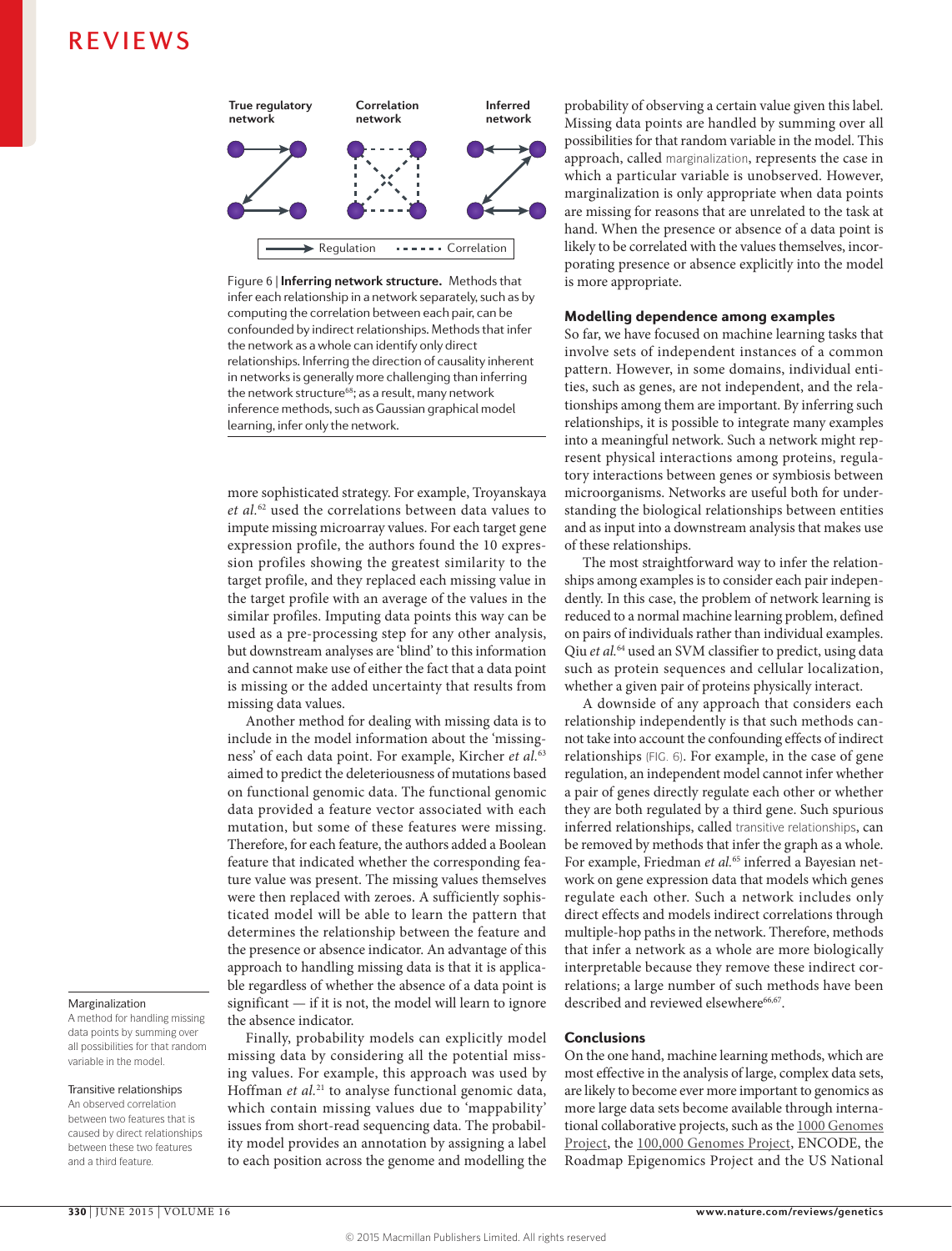Figure 6 | **Inferring network structure.** Methods that infer each relationship in a network separately, such as by computing the correlation between each pair, can be confounded by indirect relationships. Methods that infer the network as a whole can identify only direct relationships. Inferring the direction of causality inherent in networks is generally more challenging than inferring the network structure[68]; as a result, many network inference methods, such as Gaussian graphical model learning, infer only the network.

more sophisticated strategy. For example, Troyanskaya *et al.*[62] used the correlations between data values to impute missing microarray values. For each target gene expression profile, the authors found the 10 expression profiles showing the greatest similarity to the target profile, and they replaced each missing value in the target profile with an average of the values in the similar profiles. Imputing data points this way can be used as a pre-processing step for any other analysis, but downstream analyses are 'blind' to this information and cannot make use of either the fact that a data point is missing or the added uncertainty that results from missing data values.

Another method for dealing with missing data is to include in the model information about the 'missingness' of each data point. For example, Kircher *et al.*[63] aimed to predict the deleteriousness of mutations based on functional genomic data. The functional genomic data provided a feature vector associated with each mutation, but some of these features were missing. Therefore, for each feature, the authors added a Boolean feature that indicated whether the corresponding feature value was present. The missing values themselves were then replaced with zeroes. A sufficiently sophisticated model will be able to learn the pattern that determines the relationship between the feature and the presence or absence indicator. An advantage of this approach to handling missing data is that it is applicable regardless of whether the absence of a data point is significant — if it is not, the model will learn to ignore the absence indicator.

Finally, probability models can explicitly model missing data by considering all the potential missing values. For example, this approach was used by Hoffman *et al.*[21] to analyse functional genomic data, which contain missing values due to 'mappability' issues from short-read sequencing data. The probability model provides an annotation by assigning a label to each position across the genome and modelling the probability of observing a certain value given this label. Missing data points are handled by summing over all possibilities for that random variable in the model. This approach, called marginalization, represents the case in which a particular variable is unobserved. However, marginalization is only appropriate when data points are missing for reasons that are unrelated to the task at hand. When the presence or absence of a data point is likely to be correlated with the values themselves, incorporating presence or absence explicitly into the model is more appropriate.

**Marginalization**
A method for handling missing data points by summing over all possibilities for that random variable in the model.

**Transitive relationships**
An observed correlation between two features that is caused by direct relationships between these two features and a third feature.

### Modelling dependence among examples

So far, we have focused on machine learning tasks that involve sets of independent instances of a common pattern. However, in some domains, individual entities, such as genes, are not independent, and the relationships among them are important. By inferring such relationships, it is possible to integrate many examples into a meaningful network. Such a network might represent physical interactions among proteins, regulatory interactions between genes or symbiosis between microorganisms. Networks are useful both for understanding the biological relationships between entities and as input into a downstream analysis that makes use of these relationships.

The most straightforward way to infer the relationships among examples is to consider each pair independently. In this case, the problem of network learning is reduced to a normal machine learning problem, defined on pairs of individuals rather than individual examples. Qiu *et al.*[64] used an SVM classifier to predict, using data such as protein sequences and cellular localization, whether a given pair of proteins physically interact.

A downside of any approach that considers each relationship independently is that such methods cannot take into account the confounding effects of indirect relationships (FIG. 6). For example, in the case of gene regulation, an independent model cannot infer whether a pair of genes directly regulate each other or whether they are both regulated by a third gene. Such spurious inferred relationships, called transitive relationships, can be removed by methods that infer the graph as a whole. For example, Friedman *et al.*[65] inferred a Bayesian network on gene expression data that models which genes regulate each other. Such a network includes only direct effects and models indirect correlations through multiple-hop paths in the network. Therefore, methods that infer a network as a whole are more biologically interpretable because they remove these indirect correlations; a large number of such methods have been described and reviewed elsewhere[66,67].

### Conclusions

On the one hand, machine learning methods, which are most effective in the analysis of large, complex data sets, are likely to become ever more important to genomics as more large data sets become available through international collaborative projects, such as the 1000 Genomes Project, the 100,000 Genomes Project, ENCODE, the Roadmap Epigenomics Project and the US National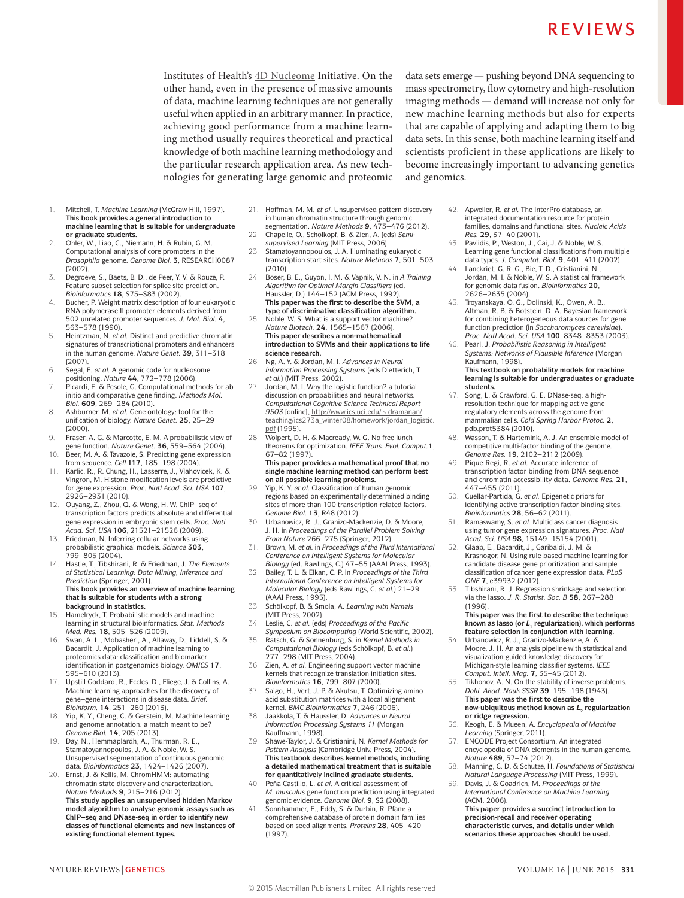Institutes of Health's 4D Nucleome Initiative. On the other hand, even in the presence of massive amounts of data, machine learning techniques are not generally useful when applied in an arbitrary manner. In practice, achieving good performance from a machine learning method usually requires theoretical and practical knowledge of both machine learning methodology and the particular research application area. As new technologies for generating large genomic and proteomic data sets emerge — pushing beyond DNA sequencing to mass spectrometry, flow cytometry and high-resolution imaging methods — demand will increase not only for new machine learning methods but also for experts that are capable of applying and adapting them to big data sets. In this sense, both machine learning itself and scientists proficient in these applications are likely to become increasingly important to advancing genetics and genomics.

1. Mitchell, T. *Machine Learning* (McGraw-Hill, 1997). **This book provides a general introduction to machine learning that is suitable for undergraduate or graduate students.**
2. Ohler, W., Liao, C., Niemann, H. & Rubin, G. M. Computational analysis of core promoters in the *Drosophila* genome. *Genome Biol.* **3**, RESEARCH0087 (2002).
3. Degroeve, S., Baets, B. D., de Peer, Y. V. & Rouzé, P. Feature subset selection for splice site prediction. *Bioinformatics* **18**, S75–S83 (2002).
4. Bucher, P. Weight matrix description of four eukaryotic RNA polymerase II promoter elements derived from 502 unrelated promoter sequences. *J. Mol. Biol.* **4**, 563–578 (1990).
5. Heintzman, N. *et al.* Distinct and predictive chromatin signatures of transcriptional promoters and enhancers in the human genome. *Nature Genet.* **39**, 311–318 (2007).
6. Segal, E. *et al.* A genomic code for nucleosome positioning. *Nature* **44**, 772–778 (2006).
7. Picardi, E. & Pesole, G. Computational methods for ab initio and comparative gene finding. *Methods Mol. Biol.* **609**, 269–284 (2010).
8. Ashburner, M. *et al.* Gene ontology: tool for the unification of biology. *Nature Genet.* **25**, 25–29 (2000).
9. Fraser, A. G. & Marcotte, E. M. A probabilistic view of gene function. *Nature Genet.* **36**, 559–564 (2004).
10. Beer, M. A. & Tavazoie, S. Predicting gene expression from sequence. *Cell* **117**, 185–198 (2004).
11. Karlic, R., R. Chung, H., Lasserre, J., Vlahovicek, K. & Vingron, M. Histone modification levels are predictive for gene expression. *Proc. Natl Acad. Sci. USA* **107**, 2926–2931 (2010).
12. Ouyang, Z., Zhou, Q. & Wong, H. W. ChIP–seq of transcription factors predicts absolute and differential gene expression in embryonic stem cells. *Proc. Natl Acad. Sci. USA* **106**, 21521–21526 (2009).
13. Friedman, N. Inferring cellular networks using probabilistic graphical models. *Science* **303**, 799–805 (2004).
14. Hastie, T., Tibshirani, R. & Friedman, J. *The Elements of Statistical Learning: Data Mining, Inference and Prediction* (Springer, 2001). **This book provides an overview of machine learning that is suitable for students with a strong background in statistics.**
15. Hamelryck, T. Probabilistic models and machine learning in structural bioinformatics. *Stat. Methods Med. Res.* **18**, 505–526 (2009).
16. Swan, A. L., Mobasheri, A., Allaway, D., Liddell, S. & Bacardit, J. Application of machine learning to proteomics data: classification and biomarker identification in postgenomics biology. *OMICS* **17**, 595–610 (2013).
17. Upstill-Goddard, R., Eccles, D., Fliege, J. & Collins, A. Machine learning approaches for the discovery of gene–gene interactions in disease data. *Brief. Bioinform.* **14**, 251–260 (2013).
18. Yip, K. Y., Cheng, C. & Gerstein, M. Machine learning and genome annotation: a match meant to be? *Genome Biol.* **14**, 205 (2013).
19. Day, N., Hemmaplardh, A., Thurman, R. E., Stamatoyannopoulos, J. A. & Noble, W. S. Unsupervised segmentation of continuous genomic data. *Bioinformatics* **23**, 1424–1426 (2007).
20. Ernst, J. & Kellis, M. ChromHMM: automating chromatin-state discovery and characterization. *Nature Methods* **9**, 215–216 (2012). **This study applies an unsupervised hidden Markov model algorithm to analyse genomic assays such as ChIP–seq and DNase-seq in order to identify new classes of functional elements and new instances of existing functional element types.**
21. Hoffman, M. M. *et al.* Unsupervised pattern discovery in human chromatin structure through genomic segmentation. *Nature Methods* **9**, 473–476 (2012).
22. Chapelle, O., Schölkopf, B. & Zien, A. (eds) *Semi-supervised Learning* (MIT Press, 2006).
23. Stamatoyannopoulos, J. A. Illuminating eukaryotic transcription start sites. *Nature Methods* **7**, 501–503 (2010).
24. Boser, B. E., Guyon, I. M. & Vapnik, V. N. in *A Training Algorithm for Optimal Margin Classifiers* (ed. Haussler, D.) 144–152 (ACM Press, 1992). **This paper was the first to describe the SVM, a type of discriminative classification algorithm.**
25. Noble, W. S. What is a support vector machine? *Nature Biotech.* **24**, 1565–1567 (2006). **This paper describes a non-mathematical introduction to SVMs and their applications to life science research.**
26. Ng, A. Y. & Jordan, M. I. *Advances in Neural Information Processing Systems* (eds Dietterich, T. *et al.*) (MIT Press, 2002).
27. Jordan, M. I. Why the logistic function? a tutorial discussion on probabilities and neural networks. *Computational Cognitive Science Technical Report 9503* [online], http://www.ics.uci.edu/~dramanan/teaching/ics273a_winter08/homework/jordan_logistic.pdf (1995).
28. Wolpert, D. H. & Macready, W. G. No free lunch theorems for optimization. *IEEE Trans. Evol. Comput.* **1**, 67–82 (1997). **This paper provides a mathematical proof that no single machine learning method can perform best on all possible learning problems.**
29. Yip, K. Y. *et al.* Classification of human genomic regions based on experimentally determined binding sites of more than 100 transcription-related factors. *Genome Biol.* **13**, R48 (2012).
30. Urbanowicz, R. J., Granizo-Mackenzie, D. & Moore, J. H. in *Proceedings of the Parallel Problem Solving From Nature* 266–275 (Springer, 2012).
31. Brown, M. *et al.* in *Proceedings of the Third International Conference on Intelligent Systems for Molecular Biology* (ed. Rawlings, C.) 47–55 (AAAI Press, 1993).
32. Bailey, T. L. & Elkan, C. P. in *Proceedings of the Third International Conference on Intelligent Systems for Molecular Biology* (eds Rawlings, C. *et al.*) 21–29 (AAAI Press, 1995).
33. Schölkopf, B. & Smola, A. *Learning with Kernels* (MIT Press, 2002).
34. Leslie, C. *et al.* (eds) *Proceedings of the Pacific Symposium on Biocomputing* (World Scientific, 2002).
35. Rätsch, G. & Sonnenburg, S. in *Kernel Methods in Computational Biology* (eds Schölkopf, B. *et al.*) 277–298 (MIT Press, 2004).
36. Zien, A. *et al.* Engineering support vector machine kernels that recognize translation initiation sites. *Bioinformatics* **16**, 799–807 (2000).
37. Saigo, H., Vert, J.-P. & Akutsu, T. Optimizing amino acid substitution matrices with a local alignment kernel. *BMC Bioinformatics* **7**, 246 (2006).
38. Jaakkola, T. & Haussler, D. *Advances in Neural Information Processing Systems 11* (Morgan Kauffmann, 1998).
39. Shawe-Taylor, J. & Cristianini, N. *Kernel Methods for Pattern Analysis* (Cambridge Univ. Press, 2004). **This textbook describes kernel methods, including a detailed mathematical treatment that is suitable for quantitatively inclined graduate students.**
40. Peña-Castillo, L. *et al.* A critical assessment of *M. musculus* gene function prediction using integrated genomic evidence. *Genome Biol.* **9**, S2 (2008).
41. Sonnhammer, E., Eddy, S. & Durbin, R. Pfam: a comprehensive database of protein domain families based on seed alignments. *Proteins* **28**, 405–420 (1997).
42. Apweiler, R. *et al.* The InterPro database, an integrated documentation resource for protein families, domains and functional sites. *Nucleic Acids Res.* **29**, 37–40 (2001).
43. Pavlidis, P., Weston, J., Cai, J. & Noble, W. S. Learning gene functional classifications from multiple data types. *J. Computat. Biol.* **9**, 401–411 (2002).
44. Lanckriet, G. R. G., Bie, T. D., Cristianini, N., Jordan, M. I. & Noble, W. S. A statistical framework for genomic data fusion. *Bioinformatics* **20**, 2626–2635 (2004).
45. Troyanskaya, O. G., Dolinski, K., Owen, A. B., Altman, R. B. & Botstein, D. A. Bayesian framework for combining heterogeneous data sources for gene function prediction (in *Saccharomyces cerevisiae*). *Proc. Natl Acad. Sci. USA* **100**, 8348–8353 (2003).
46. Pearl, J. *Probabilistic Reasoning in Intelligent Systems: Networks of Plausible Inference* (Morgan Kaufmann, 1998). **This textbook on probability models for machine learning is suitable for undergraduates or graduate students.**
47. Song, L. & Crawford, G. E. DNase-seq: a high-resolution technique for mapping active gene regulatory elements across the genome from mammalian cells. *Cold Spring Harbor Protoc.* **2**, pdb.prot5384 (2010).
48. Wasson, T. & Hartemink, A. J. An ensemble model of competitive multi-factor binding of the genome. *Genome Res.* **19**, 2102–2112 (2009).
49. Pique-Regi, R. *et al.* Accurate inference of transcription factor binding from DNA sequence and chromatin accessibility data. *Genome Res.* **21**, 447–455 (2011).
50. Cuellar-Partida, G. *et al.* Epigenetic priors for identifying active transcription factor binding sites. *Bioinformatics* **28**, 56–62 (2011).
51. Ramaswamy, S. *et al.* Multiclass cancer diagnosis using tumor gene expression signatures. *Proc. Natl Acad. Sci. USA* **98**, 15149–15154 (2001).
52. Glaab, E., Bacardit, J., Garibaldi, J. M. & Krasnogor, N. Using rule-based machine learning for candidate disease gene prioritization and sample classification of cancer gene expression data. *PLoS ONE* **7**, e39932 (2012).
53. Tibshirani, R. J. Regression shrinkage and selection via the lasso. *J. R. Statist. Soc. B* **58**, 267–288 (1996). **This paper was the first to describe the technique known as lasso (or $L_1$ regularization), which performs feature selection in conjunction with learning.**
54. Urbanowicz, R. J., Granizo-Mackenzie, A. & Moore, J. H. An analysis pipeline with statistical and visualization-guided knowledge discovery for Michigan-style learning classifier systems. *IEEE Comput. Intell. Mag.* **7**, 35–45 (2012).
55. Tikhonov, A. N. On the stability of inverse problems. *Dokl. Akad. Nauk SSSR* **39**, 195–198 (1943). **This paper was the first to describe the now-ubiquitous method known as $L_2$ regularization or ridge regression.**
56. Keogh, E. & Mueen, A. *Encyclopedia of Machine Learning* (Springer, 2011).
57. ENCODE Project Consortium. An integrated encyclopedia of DNA elements in the human genome. *Nature* **489**, 57–74 (2012).
58. Manning, C. D. & Schütze, H. *Foundations of Statistical Natural Language Processing* (MIT Press, 1999).
59. Davis, J. & Goadrich, M. *Proceedings of the International Conference on Machine Learning* (ACM, 2006). **This paper provides a succinct introduction to precision-recall and receiver operating characteristic curves, and details under which scenarios these approaches should be used.**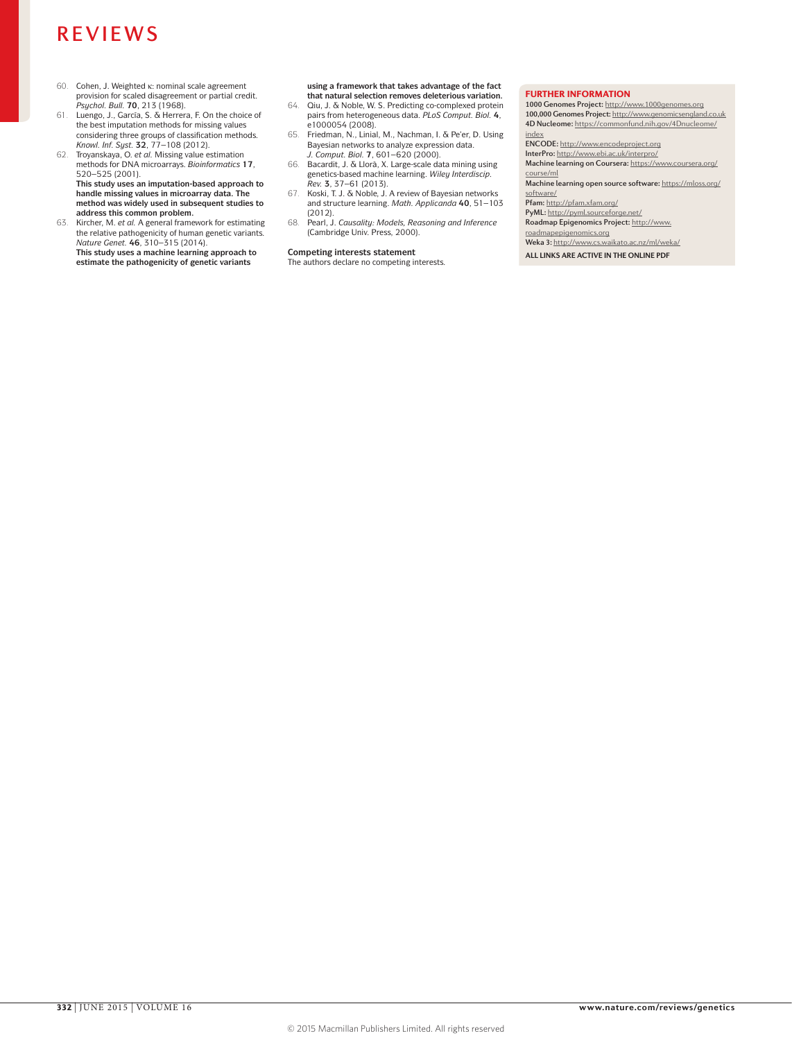60. Cohen, J. Weighted κ: nominal scale agreement provision for scaled disagreement or partial credit. *Psychol. Bull.* **70**, 213 (1968).
61. Luengo, J., García, S. & Herrera, F. On the choice of the best imputation methods for missing values considering three groups of classification methods. *Knowl. Inf. Syst.* **32**, 77–108 (2012).
62. Troyanskaya, O. *et al.* Missing value estimation methods for DNA microarrays. *Bioinformatics* **17**, 520–525 (2001).
**This study uses an imputation-based approach to handle missing values in microarray data. The method was widely used in subsequent studies to address this common problem.**
63. Kircher, M. *et al.* A general framework for estimating the relative pathogenicity of human genetic variants. *Nature Genet.* **46**, 310–315 (2014).
**This study uses a machine learning approach to estimate the pathogenicity of genetic variants using a framework that takes advantage of the fact that natural selection removes deleterious variation.**
64. Qiu, J. & Noble, W. S. Predicting co-complexed protein pairs from heterogeneous data. *PLoS Comput. Biol.* **4**, e1000054 (2008).
65. Friedman, N., Linial, M., Nachman, I. & Pe'er, D. Using Bayesian networks to analyze expression data. *J. Comput. Biol.* **7**, 601–620 (2000).
66. Bacardit, J. & Llorà, X. Large-scale data mining using genetics-based machine learning. *Wiley Interdiscip. Rev.* **3**, 37–61 (2013).
67. Koski, T. J. & Noble, J. A review of Bayesian networks and structure learning. *Math. Applicanda* **40**, 51–103 (2012).
68. Pearl, J. *Causality: Models, Reasoning and Inference* (Cambridge Univ. Press, 2000).

**Competing interests statement**
The authors declare no competing interests.

## FURTHER INFORMATION

**1000 Genomes Project:** http://www.1000genomes.org
**100,000 Genomes Project:** http://www.genomicsengland.co.uk
**4D Nucleome:** https://commonfund.nih.gov/4Dnucleome/index
**ENCODE:** http://www.encodeproject.org
**InterPro:** http://www.ebi.ac.uk/interpro/
**Machine learning on Coursera:** https://www.coursera.org/course/ml
**Machine learning open source software:** https://mloss.org/software/
**Pfam:** http://pfam.xfam.org/
**PyML:** http://pyml.sourceforge.net/
**Roadmap Epigenomics Project:** http://www.roadmapepigenomics.org
**Weka 3:** http://www.cs.waikato.ac.nz/ml/weka/

**ALL LINKS ARE ACTIVE IN THE ONLINE PDF**

© 2015 Macmillan Publishers Limited. All rights reserved